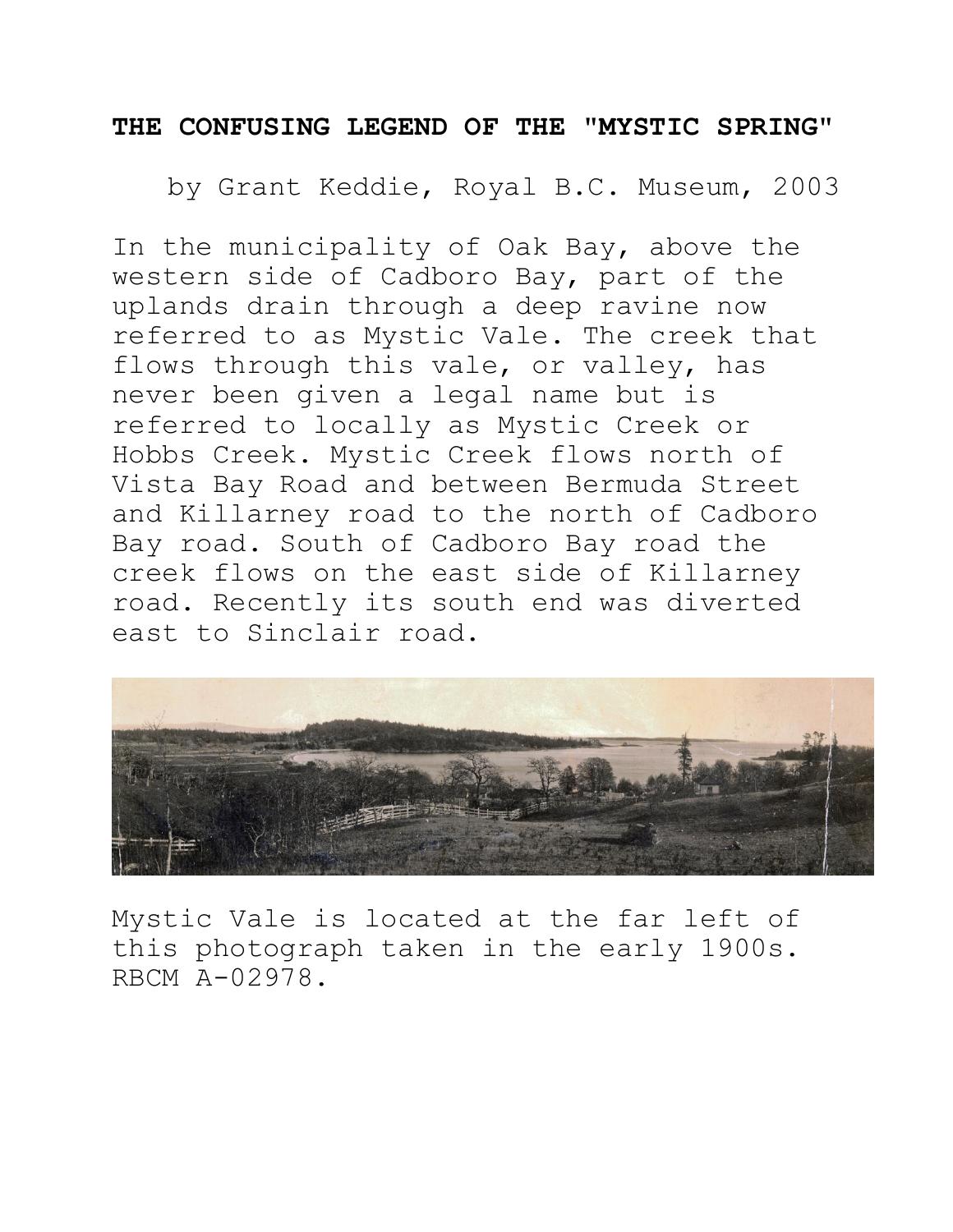# THE CONFUSING LEGEND OF THE "MYSTIC SPRING"

by Grant Keddie, Royal B.C. Museum, 2003

In the municipality of Oak Bay, above the western side of Cadboro Bay, part of the uplands drain through a deep ravine now referred to as Mystic Vale. The creek that flows through this vale, or valley, has never been given a legal name but is referred to locally as Mystic Creek or Hobbs Creek. Mystic Creek flows north of Vista Bay Road and between Bermuda Street and Killarney road to the north of Cadboro Bay road. South of Cadboro Bay road the creek flows on the east side of Killarney road. Recently its south end was diverted east to Sinclair road.

Mystic Vale is located at the far left of this photograph taken in the early 1900s. RBCM A-02978.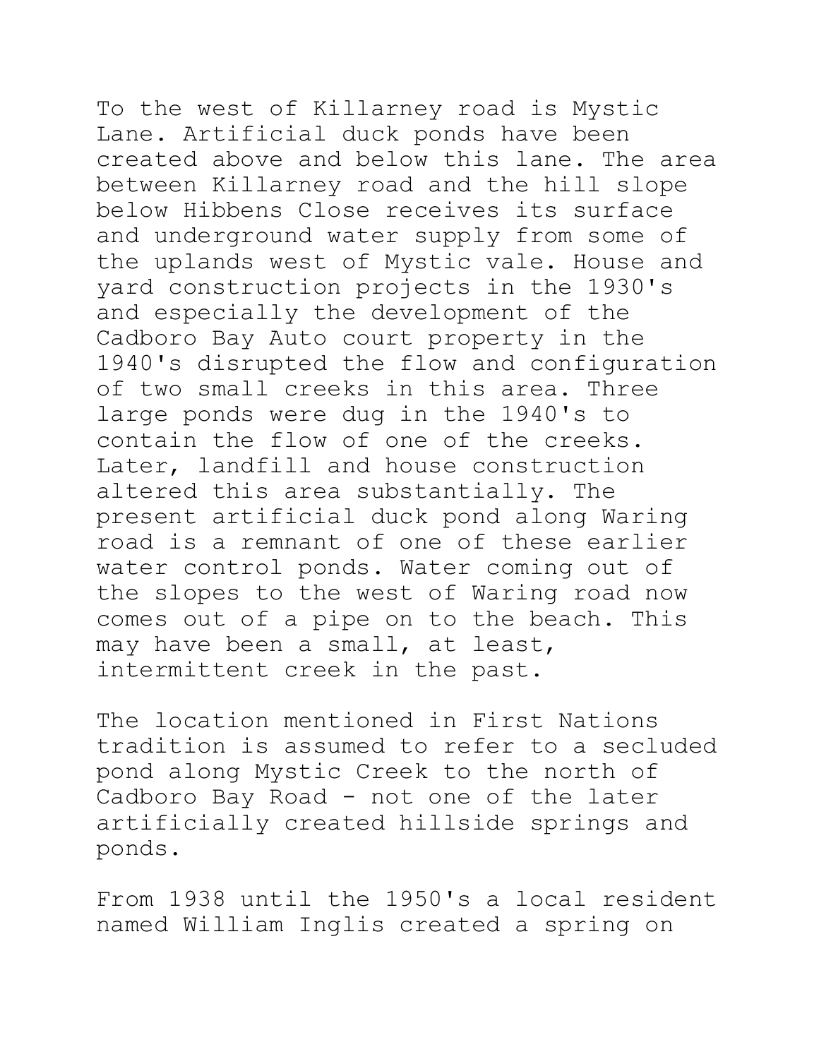To the west of Killarney road is Mystic Lane. Artificial duck ponds have been created above and below this lane. The area between Killarney road and the hill slope below Hibbens Close receives its surface and underground water supply from some of the uplands west of Mystic vale. House and yard construction projects in the 1930's and especially the development of the Cadboro Bay Auto court property in the 1940's disrupted the flow and configuration of two small creeks in this area. Three large ponds were dug in the 1940's to contain the flow of one of the creeks. Later, landfill and house construction altered this area substantially. The present artificial duck pond along Waring road is a remnant of one of these earlier water control ponds. Water coming out of the slopes to the west of Waring road now comes out of a pipe on to the beach. This may have been a small, at least, intermittent creek in the past.

The location mentioned in First Nations tradition is assumed to refer to a secluded pond along Mystic Creek to the north of Cadboro Bay Road - not one of the later artificially created hillside springs and ponds.

From 1938 until the 1950's a local resident named William Inglis created a spring on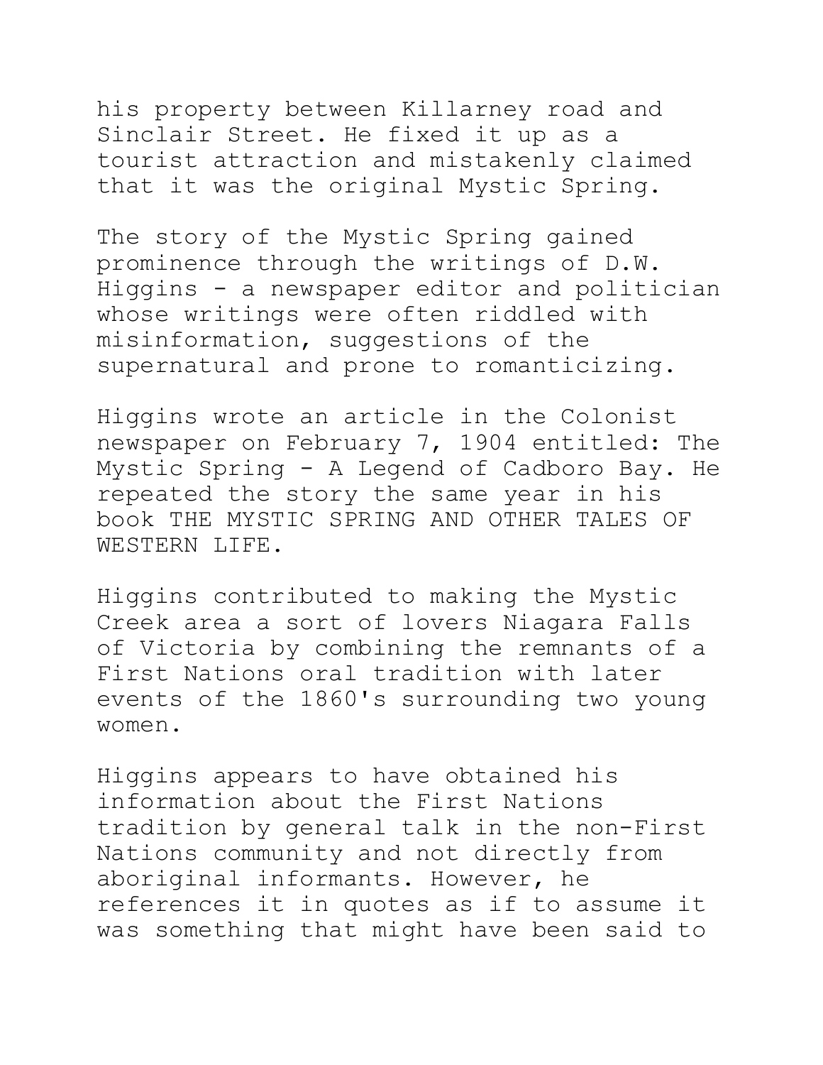his property between Killarney road and Sinclair Street. He fixed it up as a tourist attraction and mistakenly claimed that it was the original Mystic Spring.

The story of the Mystic Spring gained prominence through the writings of D.W. Higgins - a newspaper editor and politician whose writings were often riddled with misinformation, suggestions of the supernatural and prone to romanticizing.

Higgins wrote an article in the Colonist newspaper on February 7, 1904 entitled: The Mystic Spring - A Legend of Cadboro Bay. He repeated the story the same year in his book THE MYSTIC SPRING AND OTHER TALES OF WESTERN LIFE.

Higgins contributed to making the Mystic Creek area a sort of lovers Niagara Falls of Victoria by combining the remnants of a First Nations oral tradition with later events of the 1860's surrounding two young women.

Higgins appears to have obtained his information about the First Nations tradition by general talk in the non-First Nations community and not directly from aboriginal informants. However, he references it in quotes as if to assume it was something that might have been said to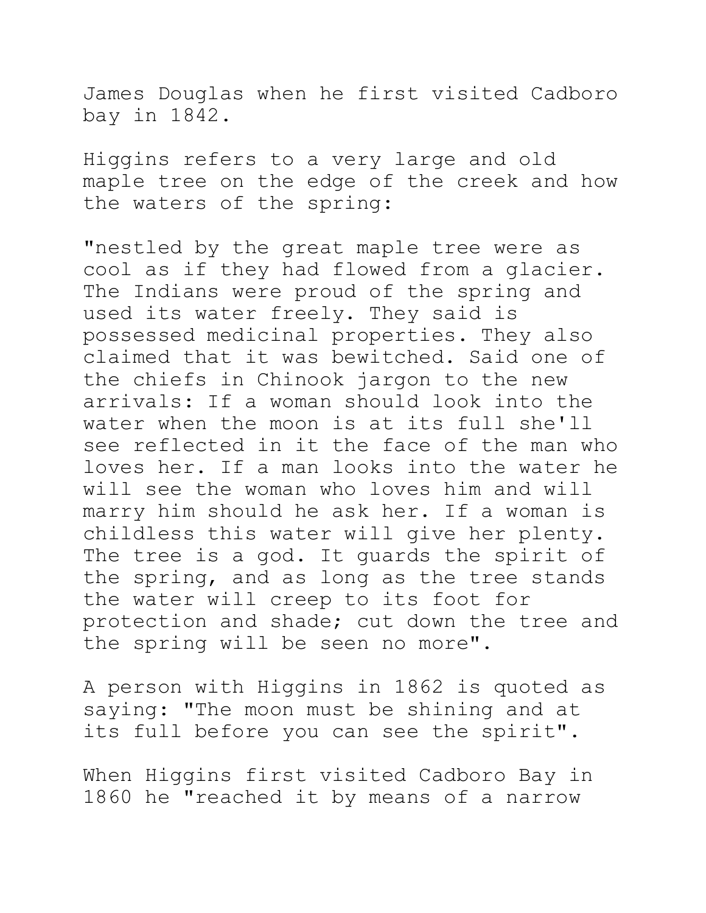James Douglas when he first visited Cadboro bay in 1842.

Higgins refers to a very large and old maple tree on the edge of the creek and how the waters of the spring:

"nestled by the great maple tree were as cool as if they had flowed from a glacier. The Indians were proud of the spring and used its water freely. They said is possessed medicinal properties. They also claimed that it was bewitched. Said one of the chiefs in Chinook jargon to the new arrivals: If a woman should look into the water when the moon is at its full she'll see reflected in it the face of the man who loves her. If a man looks into the water he will see the woman who loves him and will marry him should he ask her. If a woman is childless this water will give her plenty. The tree is a god. It guards the spirit of the spring, and as long as the tree stands the water will creep to its foot for protection and shade; cut down the tree and the spring will be seen no more".

A person with Higgins in 1862 is quoted as saying: "The moon must be shining and at its full before you can see the spirit".

When Higgins first visited Cadboro Bay in 1860 he "reached it by means of a narrow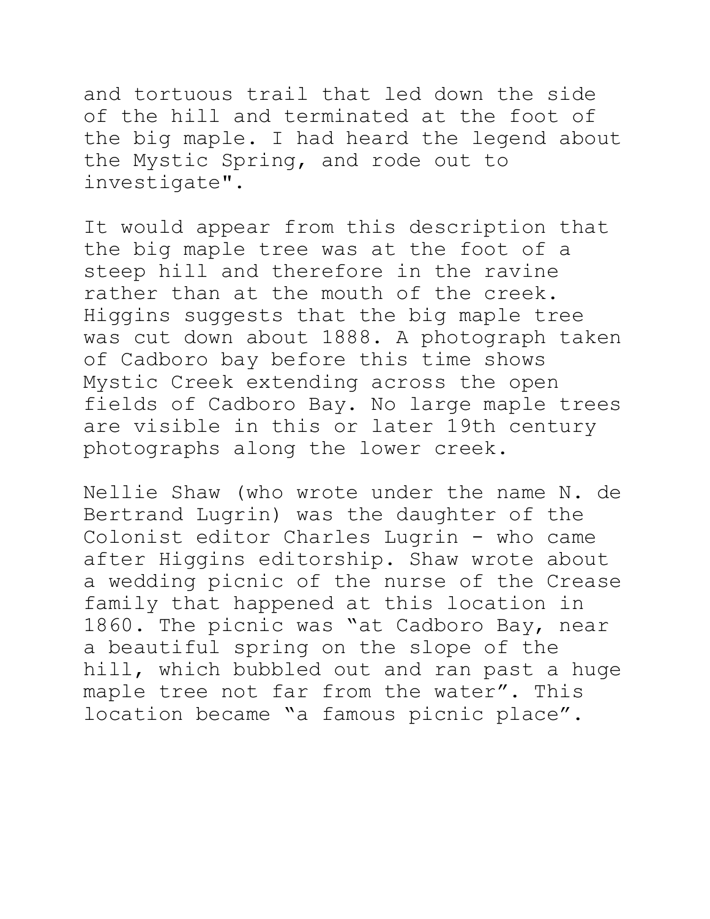and tortuous trail that led down the side of the hill and terminated at the foot of the big maple. I had heard the legend about the Mystic Spring, and rode out to investigate".

It would appear from this description that the big maple tree was at the foot of a steep hill and therefore in the ravine rather than at the mouth of the creek. Higgins suggests that the big maple tree was cut down about 1888. A photograph taken of Cadboro bay before this time shows Mystic Creek extending across the open fields of Cadboro Bay. No large maple trees are visible in this or later 19th century photographs along the lower creek.

Nellie Shaw (who wrote under the name N. de Bertrand Lugrin) was the daughter of the Colonist editor Charles Lugrin - who came after Higgins editorship. Shaw wrote about a wedding picnic of the nurse of the Crease family that happened at this location in 1860. The picnic was "at Cadboro Bay, near a beautiful spring on the slope of the hill, which bubbled out and ran past a huge maple tree not far from the water". This location became "a famous picnic place".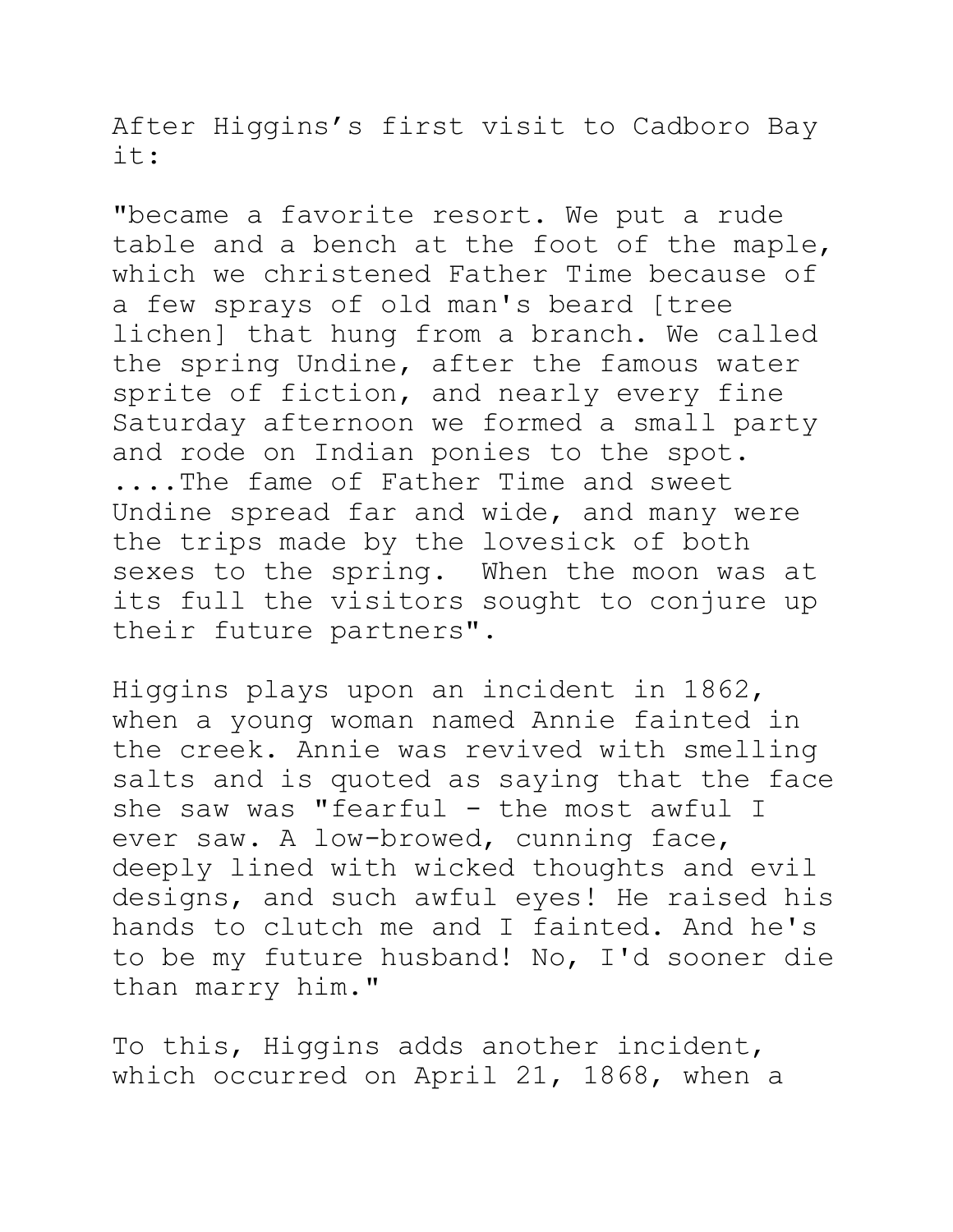After Higgins's first visit to Cadboro Bay it:

"became a favorite resort. We put a rude table and a bench at the foot of the maple, which we christened Father Time because of a few sprays of old man's beard [tree lichen] that hung from a branch. We called the spring Undine, after the famous water sprite of fiction, and nearly every fine Saturday afternoon we formed a small party and rode on Indian ponies to the spot. ....The fame of Father Time and sweet Undine spread far and wide, and many were the trips made by the lovesick of both sexes to the spring. When the moon was at its full the visitors sought to conjure up their future partners".

Higgins plays upon an incident in 1862, when a young woman named Annie fainted in the creek. Annie was revived with smelling salts and is quoted as saying that the face she saw was "fearful - the most awful I ever saw. A low-browed, cunning face, deeply lined with wicked thoughts and evil designs, and such awful eyes! He raised his hands to clutch me and I fainted. And he's to be my future husband! No, I'd sooner die than marry him."

To this, Higgins adds another incident, which occurred on April 21, 1868, when a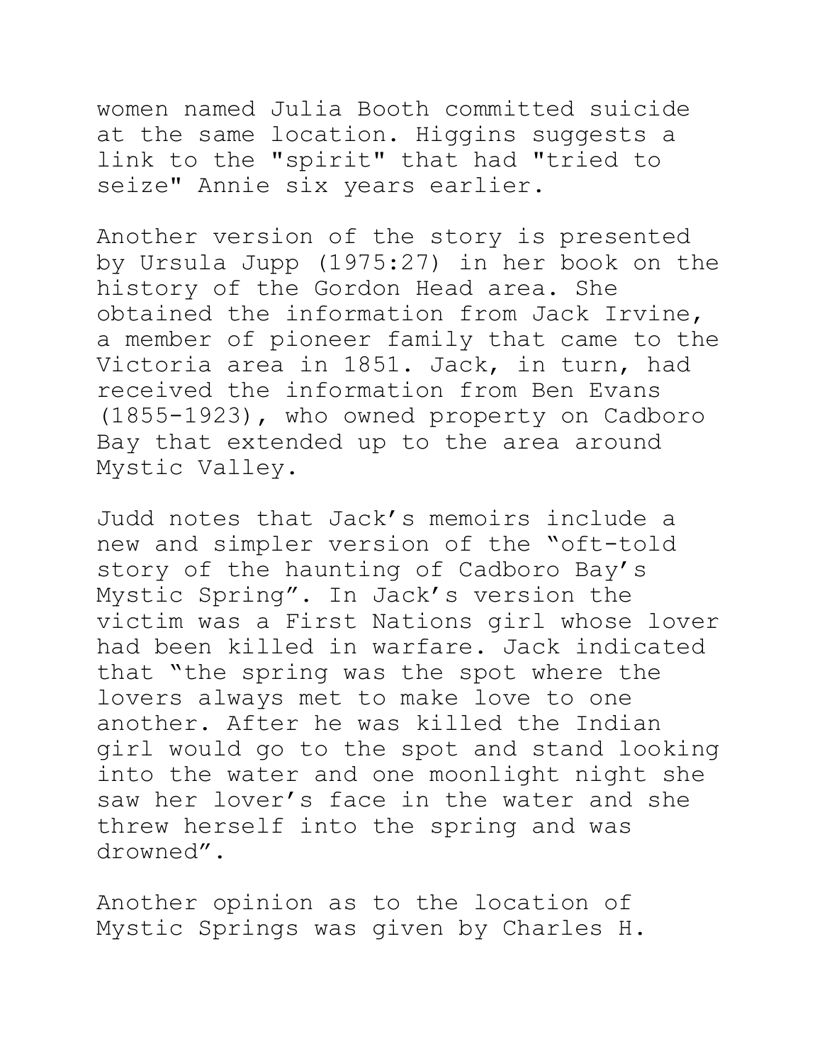women named Julia Booth committed suicide at the same location. Higgins suggests a link to the "spirit" that had "tried to seize" Annie six years earlier.

Another version of the story is presented by Ursula Jupp (1975:27) in her book on the history of the Gordon Head area. She obtained the information from Jack Irvine, a member of pioneer family that came to the Victoria area in 1851. Jack, in turn, had received the information from Ben Evans (1855-1923), who owned property on Cadboro Bay that extended up to the area around Mystic Valley.

Judd notes that Jack's memoirs include a new and simpler version of the "oft-told story of the haunting of Cadboro Bay's Mystic Spring". In Jack's version the victim was a First Nations girl whose lover had been killed in warfare. Jack indicated that "the spring was the spot where the lovers always met to make love to one another. After he was killed the Indian girl would go to the spot and stand looking into the water and one moonlight night she saw her lover's face in the water and she threw herself into the spring and was drowned".

Another opinion as to the location of Mystic Springs was given by Charles H.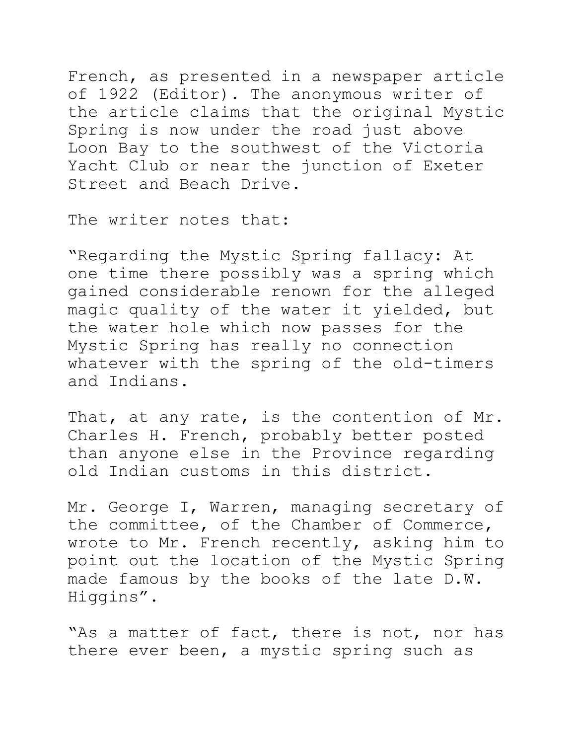French, as presented in a newspaper article of 1922 (Editor). The anonymous writer of the article claims that the original Mystic Spring is now under the road just above Loon Bay to the southwest of the Victoria Yacht Club or near the junction of Exeter Street and Beach Drive.

The writer notes that:

"Regarding the Mystic Spring fallacy: At one time there possibly was a spring which gained considerable renown for the alleged magic quality of the water it yielded, but the water hole which now passes for the Mystic Spring has really no connection whatever with the spring of the old-timers and Indians.

That, at any rate, is the contention of Mr. Charles H. French, probably better posted than anyone else in the Province regarding old Indian customs in this district.

Mr. George I, Warren, managing secretary of the committee, of the Chamber of Commerce, wrote to Mr. French recently, asking him to point out the location of the Mystic Spring made famous by the books of the late D.W. Higgins".

"As a matter of fact, there is not, nor has there ever been, a mystic spring such as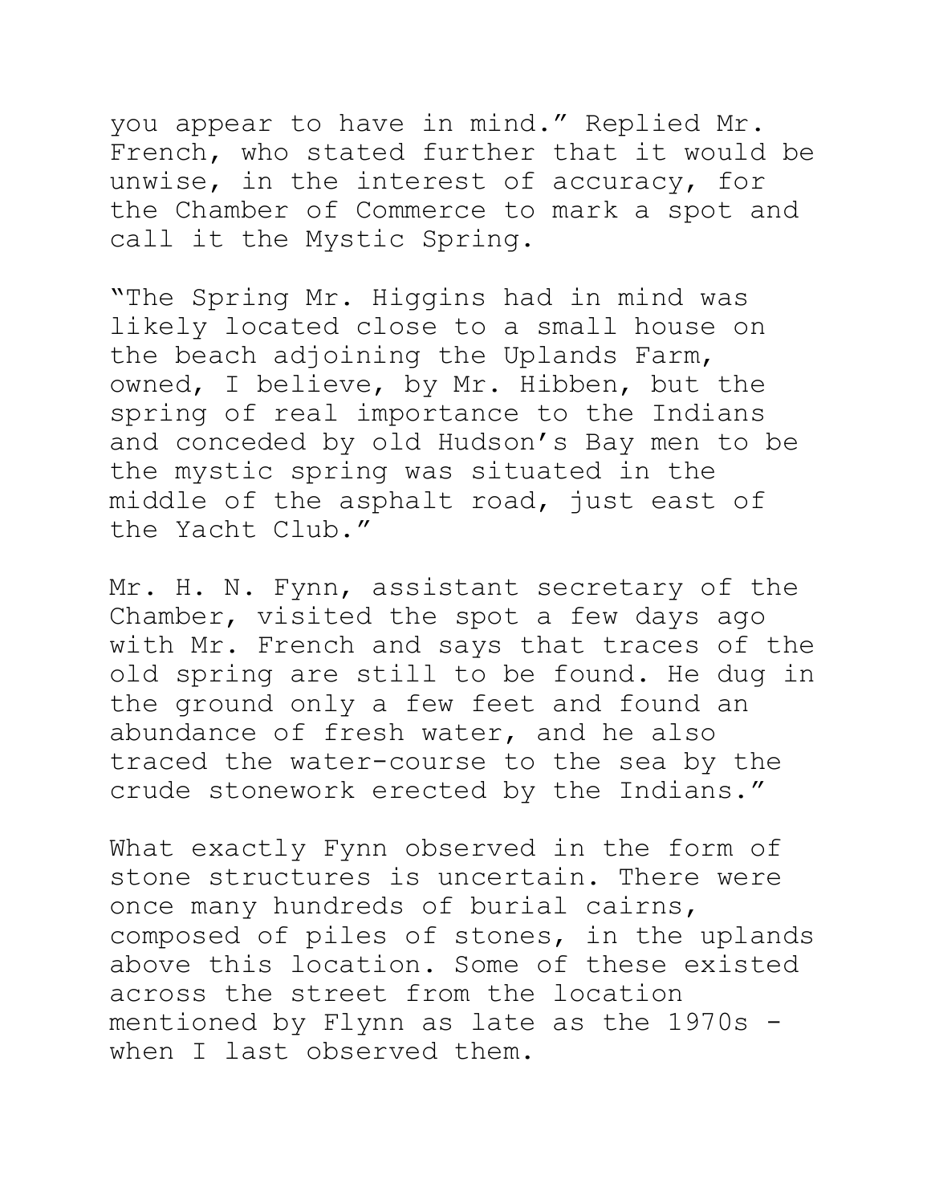you appear to have in mind." Replied Mr. French, who stated further that it would be unwise, in the interest of accuracy, for the Chamber of Commerce to mark a spot and call it the Mystic Spring.

"The Spring Mr. Higgins had in mind was likely located close to a small house on the beach adjoining the Uplands Farm, owned, I believe, by Mr. Hibben, but the spring of real importance to the Indians and conceded by old Hudson's Bay men to be the mystic spring was situated in the middle of the asphalt road, just east of the Yacht Club."

Mr. H. N. Fynn, assistant secretary of the Chamber, visited the spot a few days ago with Mr. French and says that traces of the old spring are still to be found. He dug in the ground only a few feet and found an abundance of fresh water, and he also traced the water-course to the sea by the crude stonework erected by the Indians."

What exactly Fynn observed in the form of stone structures is uncertain. There were once many hundreds of burial cairns, composed of piles of stones, in the uplands above this location. Some of these existed across the street from the location mentioned by Flynn as late as the 1970s - when I last observed them.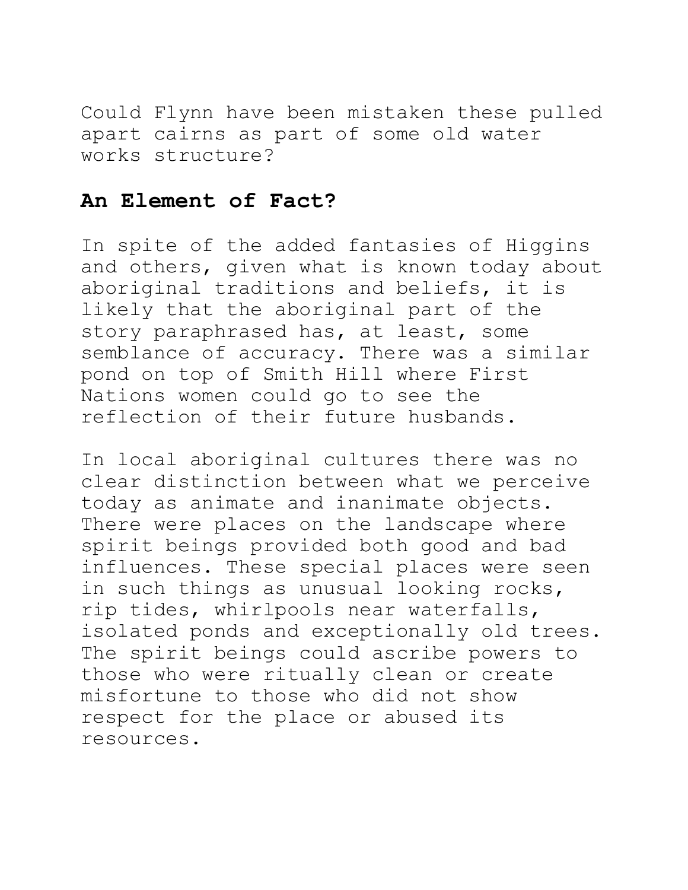Could Flynn have been mistaken these pulled apart cairns as part of some old water works structure?

## An Element of Fact?

In spite of the added fantasies of Higgins and others, given what is known today about aboriginal traditions and beliefs, it is likely that the aboriginal part of the story paraphrased has, at least, some semblance of accuracy. There was a similar pond on top of Smith Hill where First Nations women could go to see the reflection of their future husbands.

In local aboriginal cultures there was no clear distinction between what we perceive today as animate and inanimate objects. There were places on the landscape where spirit beings provided both good and bad influences. These special places were seen in such things as unusual looking rocks, rip tides, whirlpools near waterfalls, isolated ponds and exceptionally old trees. The spirit beings could ascribe powers to those who were ritually clean or create misfortune to those who did not show respect for the place or abused its resources.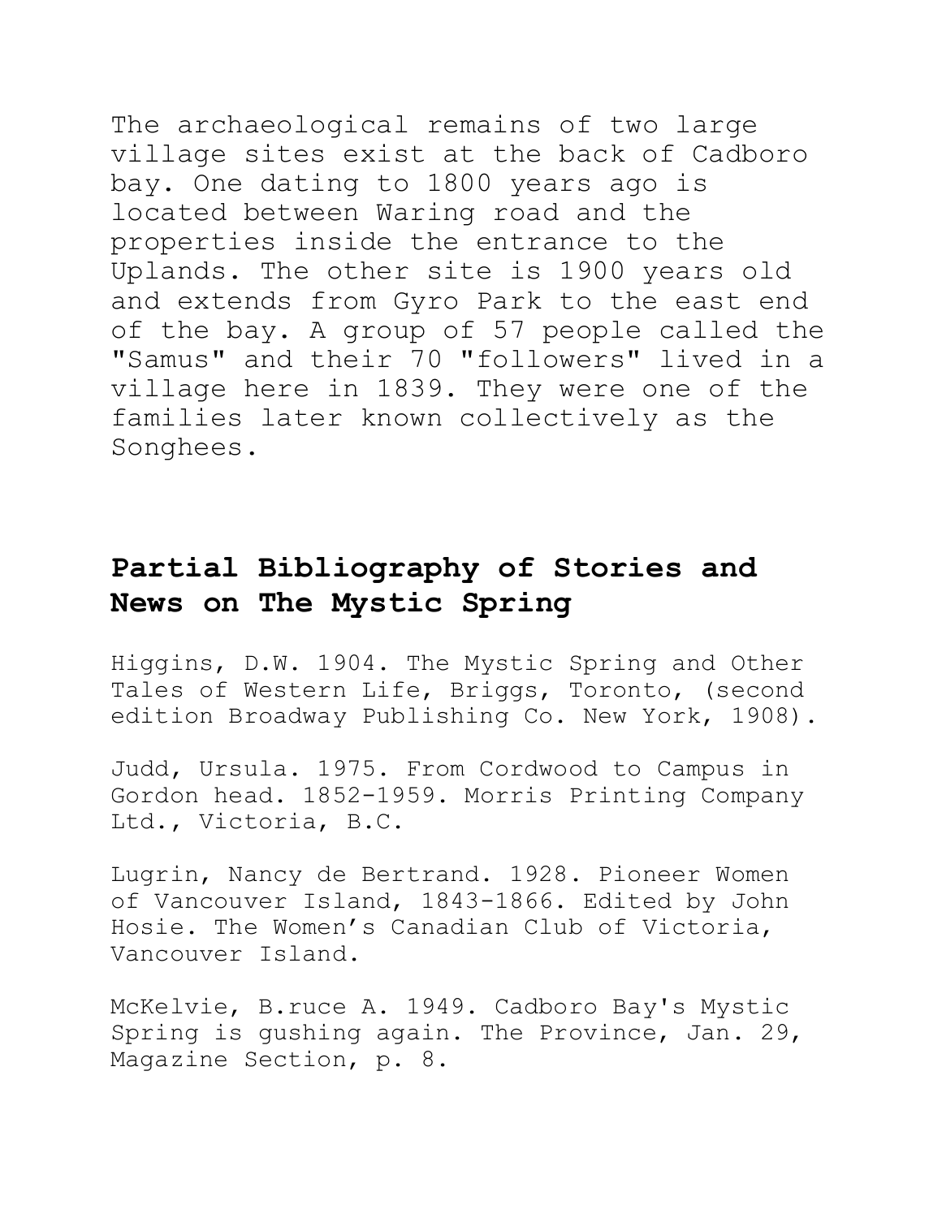The archaeological remains of two large village sites exist at the back of Cadboro bay. One dating to 1800 years ago is located between Waring road and the properties inside the entrance to the Uplands. The other site is 1900 years old and extends from Gyro Park to the east end of the bay. A group of 57 people called the "Samus" and their 70 "followers" lived in a village here in 1839. They were one of the families later known collectively as the Songhees.

## Partial Bibliography of Stories and News on The Mystic Spring

Higgins, D.W. 1904. The Mystic Spring and Other Tales of Western Life, Briggs, Toronto, (second edition Broadway Publishing Co. New York, 1908).

Judd, Ursula. 1975. From Cordwood to Campus in Gordon head. 1852-1959. Morris Printing Company Ltd., Victoria, B.C.

Lugrin, Nancy de Bertrand. 1928. Pioneer Women of Vancouver Island, 1843-1866. Edited by John Hosie. The Women's Canadian Club of Victoria, Vancouver Island.

McKelvie, B.ruce A. 1949. Cadboro Bay's Mystic Spring is gushing again. The Province, Jan. 29, Magazine Section, p. 8.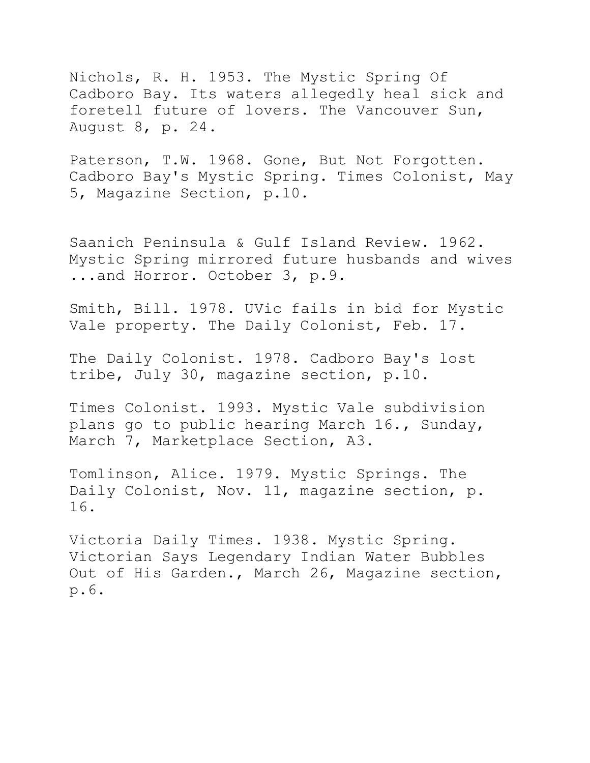Nichols, R. H. 1953. The Mystic Spring Of Cadboro Bay. Its waters allegedly heal sick and foretell future of lovers. The Vancouver Sun, August 8, p. 24.

Paterson, T.W. 1968. Gone, But Not Forgotten. Cadboro Bay's Mystic Spring. Times Colonist, May 5, Magazine Section, p.10.

Saanich Peninsula & Gulf Island Review. 1962. Mystic Spring mirrored future husbands and wives ...and Horror. October 3, p.9.

Smith, Bill. 1978. UVic fails in bid for Mystic Vale property. The Daily Colonist, Feb. 17.

The Daily Colonist. 1978. Cadboro Bay's lost tribe, July 30, magazine section, p.10.

Times Colonist. 1993. Mystic Vale subdivision plans go to public hearing March 16., Sunday, March 7, Marketplace Section, A3.

Tomlinson, Alice. 1979. Mystic Springs. The Daily Colonist, Nov. 11, magazine section, p. 16.

Victoria Daily Times. 1938. Mystic Spring. Victorian Says Legendary Indian Water Bubbles Out of His Garden., March 26, Magazine section, p.6.